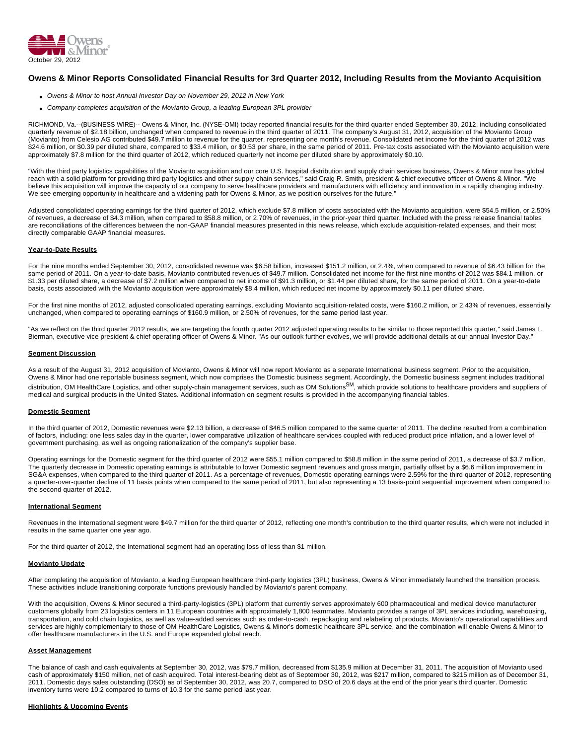Owens & Minor

October 29, 2012

# Owens & Minor Reports Consolidated Financial Results for 3rd Quarter 2012, Including Results from the Movianto Acquisition

- *Owens & Minor to host Annual Investor Day on November 29, 2012 in New York*
- *Company completes acquisition of the Movianto Group, a leading European 3PL provider*

RICHMOND, Va.--(BUSINESS WIRE)-- Owens & Minor, Inc. (NYSE-OMI) today reported financial results for the third quarter ended September 30, 2012, including consolidated quarterly revenue of $2.18 billion, unchanged when compared to revenue in the third quarter of 2011. The company's August 31, 2012, acquisition of the Movianto Group (Movianto) from Celesio AG contributed $49.7 million to revenue for the quarter, representing one month's revenue. Consolidated net income for the third quarter of 2012 was $24.6 million, or $0.39 per diluted share, compared to $33.4 million, or $0.53 per share, in the same period of 2011. Pre-tax costs associated with the Movianto acquisition were approximately $7.8 million for the third quarter of 2012, which reduced quarterly net income per diluted share by approximately $0.10.

"With the third party logistics capabilities of the Movianto acquisition and our core U.S. hospital distribution and supply chain services business, Owens & Minor now has global reach with a solid platform for providing third party logistics and other supply chain services," said Craig R. Smith, president & chief executive officer of Owens & Minor. "We believe this acquisition will improve the capacity of our company to serve healthcare providers and manufacturers with efficiency and innovation in a rapidly changing industry. We see emerging opportunity in healthcare and a widening path for Owens & Minor, as we position ourselves for the future."

Adjusted consolidated operating earnings for the third quarter of 2012, which exclude $7.8 million of costs associated with the Movianto acquisition, were $54.5 million, or 2.50% of revenues, a decrease of $4.3 million, when compared to $58.8 million, or 2.70% of revenues, in the prior-year third quarter. Included with the press release financial tables are reconciliations of the differences between the non-GAAP financial measures presented in this news release, which exclude acquisition-related expenses, and their most directly comparable GAAP financial measures.

## Year-to-Date Results

For the nine months ended September 30, 2012, consolidated revenue was $6.58 billion, increased $151.2 million, or 2.4%, when compared to revenue of $6.43 billion for the same period of 2011. On a year-to-date basis, Movianto contributed revenues of $49.7 million. Consolidated net income for the first nine months of 2012 was $84.1 million, or $1.33 per diluted share, a decrease of $7.2 million when compared to net income of $91.3 million, or $1.44 per diluted share, for the same period of 2011. On a year-to-date basis, costs associated with the Movianto acquisition were approximately $8.4 million, which reduced net income by approximately $0.11 per diluted share.

For the first nine months of 2012, adjusted consolidated operating earnings, excluding Movianto acquisition-related costs, were $160.2 million, or 2.43% of revenues, essentially unchanged, when compared to operating earnings of $160.9 million, or 2.50% of revenues, for the same period last year.

"As we reflect on the third quarter 2012 results, we are targeting the fourth quarter 2012 adjusted operating results to be similar to those reported this quarter," said James L. Bierman, executive vice president & chief operating officer of Owens & Minor. "As our outlook further evolves, we will provide additional details at our annual Investor Day."

## Segment Discussion

As a result of the August 31, 2012 acquisition of Movianto, Owens & Minor will now report Movianto as a separate International business segment. Prior to the acquisition, Owens & Minor had one reportable business segment, which now comprises the Domestic business segment. Accordingly, the Domestic business segment includes traditional distribution, OM HealthCare Logistics, and other supply-chain management services, such as OM Solutions[SM], which provide solutions to healthcare providers and suppliers of medical and surgical products in the United States. Additional information on segment results is provided in the accompanying financial tables.

## Domestic Segment

In the third quarter of 2012, Domestic revenues were $2.13 billion, a decrease of $46.5 million compared to the same quarter of 2011. The decline resulted from a combination of factors, including: one less sales day in the quarter, lower comparative utilization of healthcare services coupled with reduced product price inflation, and a lower level of government purchasing, as well as ongoing rationalization of the company's supplier base.

Operating earnings for the Domestic segment for the third quarter of 2012 were $55.1 million compared to $58.8 million in the same period of 2011, a decrease of $3.7 million. The quarterly decrease in Domestic operating earnings is attributable to lower Domestic segment revenues and gross margin, partially offset by a $6.6 million improvement in SG&A expenses, when compared to the third quarter of 2011. As a percentage of revenues, Domestic operating earnings were 2.59% for the third quarter of 2012, representing a quarter-over-quarter decline of 11 basis points when compared to the same period of 2011, but also representing a 13 basis-point sequential improvement when compared to the second quarter of 2012.

## International Segment

Revenues in the International segment were $49.7 million for the third quarter of 2012, reflecting one month's contribution to the third quarter results, which were not included in results in the same quarter one year ago.

For the third quarter of 2012, the International segment had an operating loss of less than $1 million.

## Movianto Update

After completing the acquisition of Movianto, a leading European healthcare third-party logistics (3PL) business, Owens & Minor immediately launched the transition process. These activities include transitioning corporate functions previously handled by Movianto's parent company.

With the acquisition, Owens & Minor secured a third-party-logistics (3PL) platform that currently serves approximately 600 pharmaceutical and medical device manufacturer customers globally from 23 logistics centers in 11 European countries with approximately 1,800 teammates. Movianto provides a range of 3PL services including, warehousing, transportation, and cold chain logistics, as well as value-added services such as order-to-cash, repackaging and relabeling of products. Movianto's operational capabilities and services are highly complementary to those of OM HealthCare Logistics, Owens & Minor's domestic healthcare 3PL service, and the combination will enable Owens & Minor to offer healthcare manufacturers in the U.S. and Europe expanded global reach.

## Asset Management

The balance of cash and cash equivalents at September 30, 2012, was $79.7 million, decreased from $135.9 million at December 31, 2011. The acquisition of Movianto used cash of approximately $150 million, net of cash acquired. Total interest-bearing debt as of September 30, 2012, was $217 million, compared to $215 million as of December 31, 2011. Domestic days sales outstanding (DSO) as of September 30, 2012, was 20.7, compared to DSO of 20.6 days at the end of the prior year's third quarter. Domestic inventory turns were 10.2 compared to turns of 10.3 for the same period last year.

## Highlights & Upcoming Events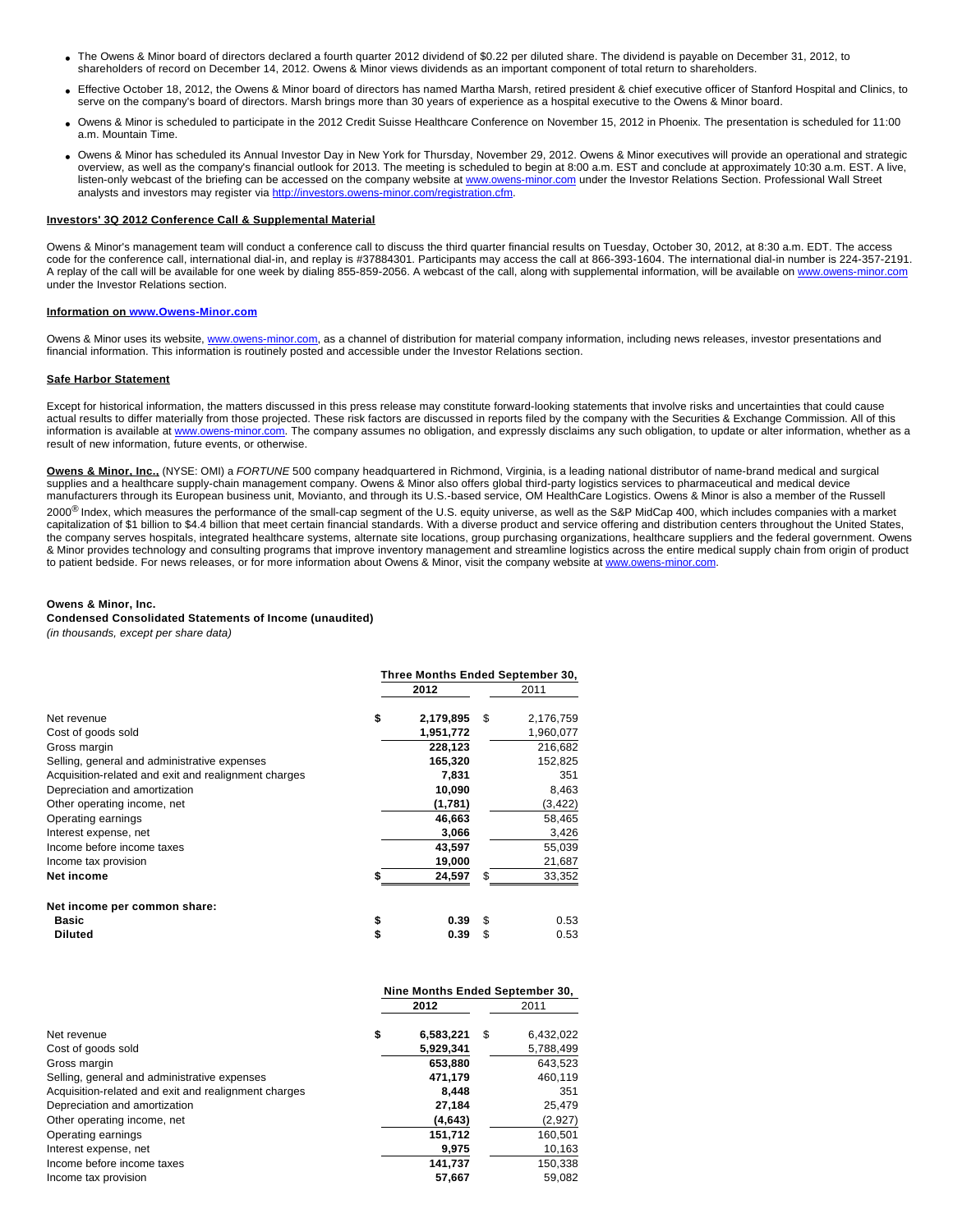- The Owens & Minor board of directors declared a fourth quarter 2012 dividend of $0.22 per diluted share. The dividend is payable on December 31, 2012, to shareholders of record on December 14, 2012. Owens & Minor views dividends as an important component of total return to shareholders.
- Effective October 18, 2012, the Owens & Minor board of directors has named Martha Marsh, retired president & chief executive officer of Stanford Hospital and Clinics, to serve on the company's board of directors. Marsh brings more than 30 years of experience as a hospital executive to the Owens & Minor board.
- Owens & Minor is scheduled to participate in the 2012 Credit Suisse Healthcare Conference on November 15, 2012 in Phoenix. The presentation is scheduled for 11:00 a.m. Mountain Time.
- Owens & Minor has scheduled its Annual Investor Day in New York for Thursday, November 29, 2012. Owens & Minor executives will provide an operational and strategic overview, as well as the company's financial outlook for 2013. The meeting is scheduled to begin at 8:00 a.m. EST and conclude at approximately 10:30 a.m. EST. A live, listen-only webcast of the briefing can be accessed on the company website at www.owens-minor.com under the Investor Relations Section. Professional Wall Street analysts and investors may register via http://investors.owens-minor.com/registration.cfm.

**Investors' 3Q 2012 Conference Call & Supplemental Material**

Owens & Minor's management team will conduct a conference call to discuss the third quarter financial results on Tuesday, October 30, 2012, at 8:30 a.m. EDT. The access code for the conference call, international dial-in, and replay is #37884301. Participants may access the call at 866-393-1604. The international dial-in number is 224-357-2191. A replay of the call will be available for one week by dialing 855-859-2056. A webcast of the call, along with supplemental information, will be available on www.owens-minor.com under the Investor Relations section.

**Information on www.Owens-Minor.com**

Owens & Minor uses its website, www.owens-minor.com, as a channel of distribution for material company information, including news releases, investor presentations and financial information. This information is routinely posted and accessible under the Investor Relations section.

**Safe Harbor Statement**

Except for historical information, the matters discussed in this press release may constitute forward-looking statements that involve risks and uncertainties that could cause actual results to differ materially from those projected. These risk factors are discussed in reports filed by the company with the Securities & Exchange Commission. All of this information is available at www.owens-minor.com. The company assumes no obligation, and expressly disclaims any such obligation, to update or alter information, whether as a result of new information, future events, or otherwise.

**Owens & Minor, Inc.**, (NYSE: OMI) a *FORTUNE* 500 company headquartered in Richmond, Virginia, is a leading national distributor of name-brand medical and surgical supplies and a healthcare supply-chain management company. Owens & Minor also offers global third-party logistics services to pharmaceutical and medical device manufacturers through its European business unit, Movianto, and through its U.S.-based service, OM HealthCare Logistics. Owens & Minor is also a member of the Russell 2000® Index, which measures the performance of the small-cap segment of the U.S. equity universe, as well as the S&P MidCap 400, which includes companies with a market capitalization of $1 billion to $4.4 billion that meet certain financial standards. With a diverse product and service offering and distribution centers throughout the United States, the company serves hospitals, integrated healthcare systems, alternate site locations, group purchasing organizations, healthcare suppliers and the federal government. Owens & Minor provides technology and consulting programs that improve inventory management and streamline logistics across the entire medical supply chain from origin of product to patient bedside. For news releases, or for more information about Owens & Minor, visit the company website at www.owens-minor.com.

**Owens & Minor, Inc.**
**Condensed Consolidated Statements of Income (unaudited)**
*(in thousands, except per share data)*

| | Three Months Ended September 30, | |
|---|---|---|
| | **2012** | 2011 |
| Net revenue | **$ 2,179,895** | $ 2,176,759 |
| Cost of goods sold | **1,951,772** | 1,960,077 |
| Gross margin | **228,123** | 216,682 |
| Selling, general and administrative expenses | **165,320** | 152,825 |
| Acquisition-related and exit and realignment charges | **7,831** | 351 |
| Depreciation and amortization | **10,090** | 8,463 |
| Other operating income, net | **(1,781)** | (3,422) |
| Operating earnings | **46,663** | 58,465 |
| Interest expense, net | **3,066** | 3,426 |
| Income before income taxes | **43,597** | 55,039 |
| Income tax provision | **19,000** | 21,687 |
| **Net income** | **$ 24,597** | $ 33,352 |
| **Net income per common share:** | | |
| **Basic** | **$ 0.39** | $ 0.53 |
| **Diluted** | **$ 0.39** | $ 0.53 |

| | Nine Months Ended September 30, | |
|---|---|---|
| | **2012** | 2011 |
| Net revenue | **$ 6,583,221** | $ 6,432,022 |
| Cost of goods sold | **5,929,341** | 5,788,499 |
| Gross margin | **653,880** | 643,523 |
| Selling, general and administrative expenses | **471,179** | 460,119 |
| Acquisition-related and exit and realignment charges | **8,448** | 351 |
| Depreciation and amortization | **27,184** | 25,479 |
| Other operating income, net | **(4,643)** | (2,927) |
| Operating earnings | **151,712** | 160,501 |
| Interest expense, net | **9,975** | 10,163 |
| Income before income taxes | **141,737** | 150,338 |
| Income tax provision | **57,667** | 59,082 |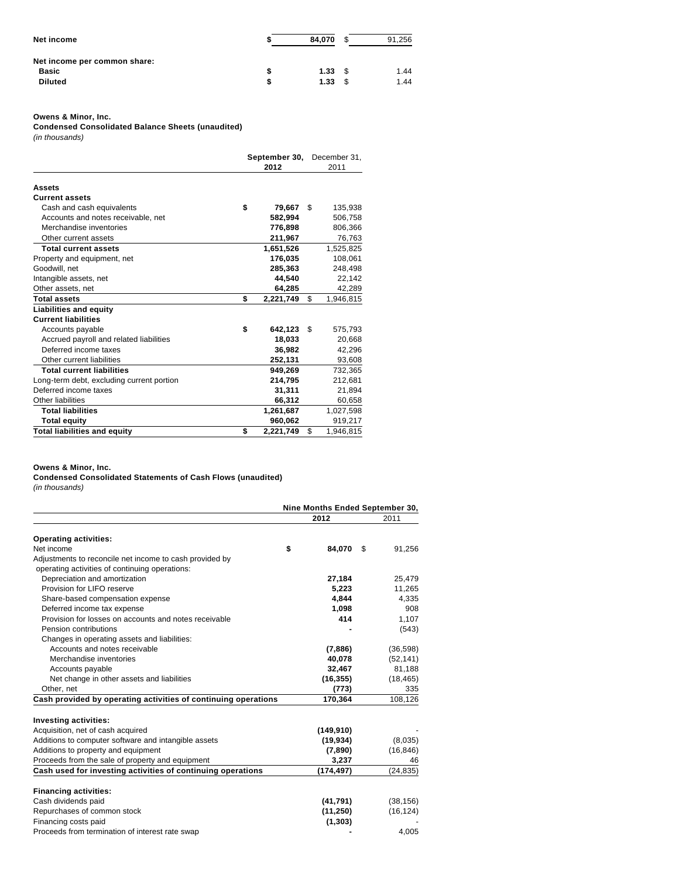| | | |
|---|---|---|
| **Net income** | **$ 84,070** | $ 91,256 |
| **Net income per common share:** | | |
| **Basic** | **$ 1.33** | $ 1.44 |
| **Diluted** | **$ 1.33** | $ 1.44 |

**Owens & Minor, Inc.**

**Condensed Consolidated Balance Sheets (unaudited)**

*(in thousands)*

| | **September 30, 2012** | December 31, 2011 |
|---|---|---|
| **Assets** | | |
| **Current assets** | | |
| Cash and cash equivalents | **$ 79,667** | $ 135,938 |
| Accounts and notes receivable, net | **582,994** | 506,758 |
| Merchandise inventories | **776,898** | 806,366 |
| Other current assets | **211,967** | 76,763 |
| **Total current assets** | **1,651,526** | 1,525,825 |
| Property and equipment, net | **176,035** | 108,061 |
| Goodwill, net | **285,363** | 248,498 |
| Intangible assets, net | **44,540** | 22,142 |
| Other assets, net | **64,285** | 42,289 |
| **Total assets** | **$ 2,221,749** | $ 1,946,815 |
| **Liabilities and equity** | | |
| **Current liabilities** | | |
| Accounts payable | **$ 642,123** | $ 575,793 |
| Accrued payroll and related liabilities | **18,033** | 20,668 |
| Deferred income taxes | **36,982** | 42,296 |
| Other current liabilities | **252,131** | 93,608 |
| **Total current liabilities** | **949,269** | 732,365 |
| Long-term debt, excluding current portion | **214,795** | 212,681 |
| Deferred income taxes | **31,311** | 21,894 |
| Other liabilities | **66,312** | 60,658 |
| **Total liabilities** | **1,261,687** | 1,027,598 |
| **Total equity** | **960,062** | 919,217 |
| **Total liabilities and equity** | **$ 2,221,749** | $ 1,946,815 |

**Owens & Minor, Inc.**

**Condensed Consolidated Statements of Cash Flows (unaudited)**

*(in thousands)*

| | **Nine Months Ended September 30,** | |
|---|---|---|
| | **2012** | 2011 |
| **Operating activities:** | | |
| Net income | **$ 84,070** | $ 91,256 |
| Adjustments to reconcile net income to cash provided by operating activities of continuing operations: | | |
| Depreciation and amortization | **27,184** | 25,479 |
| Provision for LIFO reserve | **5,223** | 11,265 |
| Share-based compensation expense | **4,844** | 4,335 |
| Deferred income tax expense | **1,098** | 908 |
| Provision for losses on accounts and notes receivable | **414** | 1,107 |
| Pension contributions | **-** | (543) |
| Changes in operating assets and liabilities: | | |
| Accounts and notes receivable | **(7,886)** | (36,598) |
| Merchandise inventories | **40,078** | (52,141) |
| Accounts payable | **32,467** | 81,188 |
| Net change in other assets and liabilities | **(16,355)** | (18,465) |
| Other, net | **(773)** | 335 |
| **Cash provided by operating activities of continuing operations** | **170,364** | 108,126 |
| **Investing activities:** | | |
| Acquisition, net of cash acquired | **(149,910)** | - |
| Additions to computer software and intangible assets | **(19,934)** | (8,035) |
| Additions to property and equipment | **(7,890)** | (16,846) |
| Proceeds from the sale of property and equipment | **3,237** | 46 |
| **Cash used for investing activities of continuing operations** | **(174,497)** | (24,835) |
| **Financing activities:** | | |
| Cash dividends paid | **(41,791)** | (38,156) |
| Repurchases of common stock | **(11,250)** | (16,124) |
| Financing costs paid | **(1,303)** | - |
| Proceeds from termination of interest rate swap | **-** | 4,005 |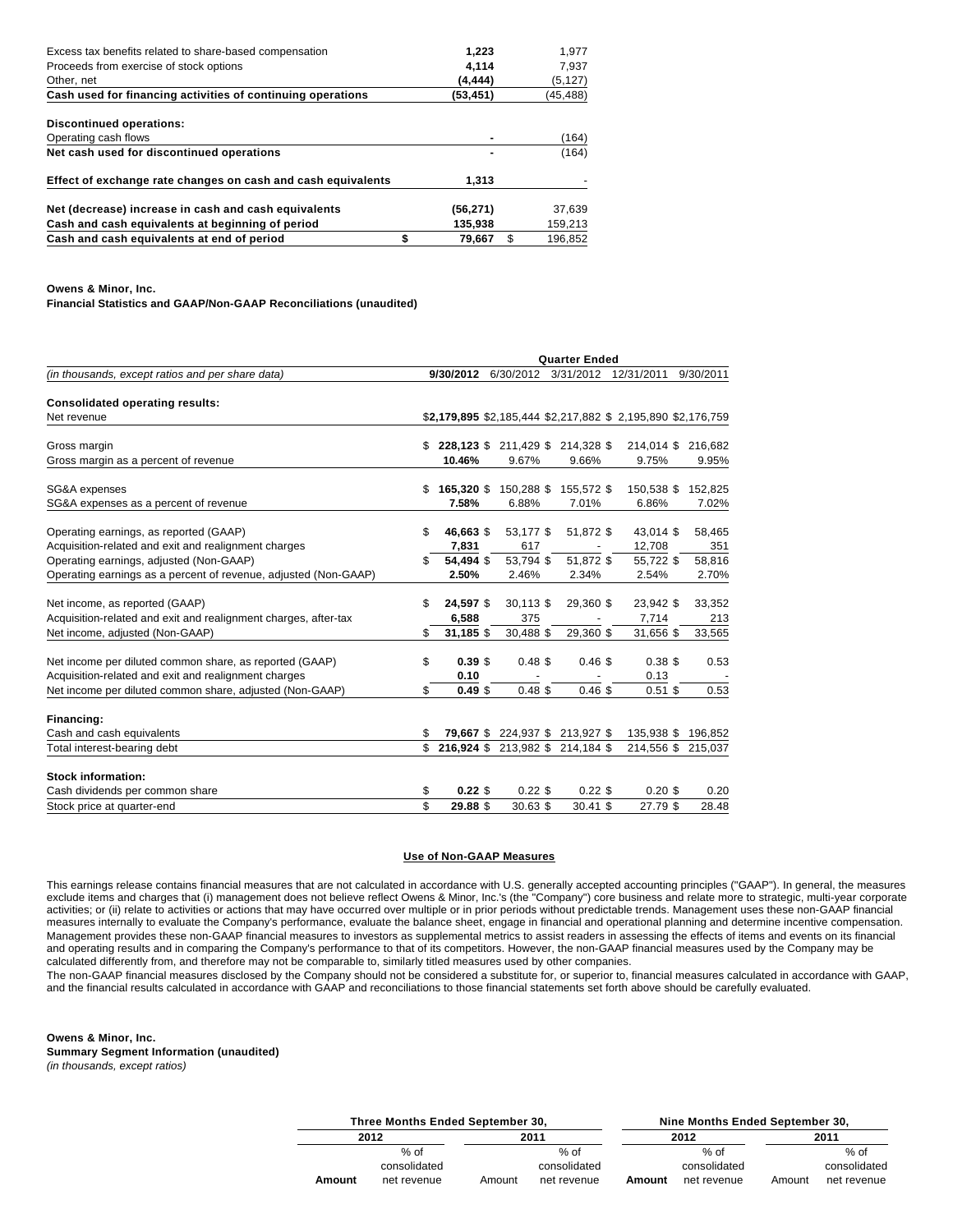| | | |
|---|---|---|
| Excess tax benefits related to share-based compensation | **1,223** | 1,977 |
| Proceeds from exercise of stock options | **4,114** | 7,937 |
| Other, net | **(4,444)** | (5,127) |
| **Cash used for financing activities of continuing operations** | **(53,451)** | (45,488) |
| **Discontinued operations:** | | |
| Operating cash flows | **-** | (164) |
| **Net cash used for discontinued operations** | **-** | (164) |
| **Effect of exchange rate changes on cash and cash equivalents** | **1,313** | - |
| **Net (decrease) increase in cash and cash equivalents** | **(56,271)** | 37,639 |
| **Cash and cash equivalents at beginning of period** | **135,938** | 159,213 |
| **Cash and cash equivalents at end of period** | **$ 79,667** | $ 196,852 |

**Owens & Minor, Inc.**
**Financial Statistics and GAAP/Non-GAAP Reconciliations (unaudited)**

| | Quarter Ended | | | | |
|---|---|---|---|---|---|
| *(in thousands, except ratios and per share data)* | **9/30/2012** | 6/30/2012 | 3/31/2012 | 12/31/2011 | 9/30/2011 |
| **Consolidated operating results:** | | | | | |
| Net revenue | **$2,179,895** | $2,185,444 | $2,217,882 | $ 2,195,890 | $2,176,759 |
| Gross margin | **$ 228,123** | $ 211,429 | $ 214,328 | $ 214,014 | $ 216,682 |
| Gross margin as a percent of revenue | **10.46%** | 9.67% | 9.66% | 9.75% | 9.95% |
| SG&A expenses | **$ 165,320** | $ 150,288 | $ 155,572 | $ 150,538 | $ 152,825 |
| SG&A expenses as a percent of revenue | **7.58%** | 6.88% | 7.01% | 6.86% | 7.02% |
| Operating earnings, as reported (GAAP) | **$ 46,663** | $ 53,177 | $ 51,872 | $ 43,014 | $ 58,465 |
| Acquisition-related and exit and realignment charges | **7,831** | 617 | - | 12,708 | 351 |
| Operating earnings, adjusted (Non-GAAP) | **$ 54,494** | $ 53,794 | $ 51,872 | $ 55,722 | $ 58,816 |
| Operating earnings as a percent of revenue, adjusted (Non-GAAP) | **2.50%** | 2.46% | 2.34% | 2.54% | 2.70% |
| Net income, as reported (GAAP) | **$ 24,597** | $ 30,113 | $ 29,360 | $ 23,942 | $ 33,352 |
| Acquisition-related and exit and realignment charges, after-tax | **6,588** | 375 | - | 7,714 | 213 |
| Net income, adjusted (Non-GAAP) | **$ 31,185** | $ 30,488 | $ 29,360 | $ 31,656 | $ 33,565 |
| Net income per diluted common share, as reported (GAAP) | **$ 0.39** | $ 0.48 | $ 0.46 | $ 0.38 | $ 0.53 |
| Acquisition-related and exit and realignment charges | **0.10** | - | - | 0.13 | - |
| Net income per diluted common share, adjusted (Non-GAAP) | **$ 0.49** | $ 0.48 | $ 0.46 | $ 0.51 | $ 0.53 |
| **Financing:** | | | | | |
| Cash and cash equivalents | **$ 79,667** | $ 224,937 | $ 213,927 | $ 135,938 | $ 196,852 |
| Total interest-bearing debt | **$ 216,924** | $ 213,982 | $ 214,184 | $ 214,556 | $ 215,037 |
| **Stock information:** | | | | | |
| Cash dividends per common share | **$ 0.22** | $ 0.22 | $ 0.22 | $ 0.20 | $ 0.20 |
| Stock price at quarter-end | **$ 29.88** | $ 30.63 | $ 30.41 | $ 27.79 | $ 28.48 |

## Use of Non-GAAP Measures

This earnings release contains financial measures that are not calculated in accordance with U.S. generally accepted accounting principles ("GAAP"). In general, the measures exclude items and charges that (i) management does not believe reflect Owens & Minor, Inc.'s (the "Company") core business and relate more to strategic, multi-year corporate activities; or (ii) relate to activities or actions that may have occurred over multiple or in prior periods without predictable trends. Management uses these non-GAAP financial measures internally to evaluate the Company's performance, evaluate the balance sheet, engage in financial and operational planning and determine incentive compensation. Management provides these non-GAAP financial measures to investors as supplemental metrics to assist readers in assessing the effects of items and events on its financial and operating results and in comparing the Company's performance to that of its competitors. However, the non-GAAP financial measures used by the Company may be calculated differently from, and therefore may not be comparable to, similarly titled measures used by other companies.
The non-GAAP financial measures disclosed by the Company should not be considered a substitute for, or superior to, financial measures calculated in accordance with GAAP, and the financial results calculated in accordance with GAAP and reconciliations to those financial statements set forth above should be carefully evaluated.

**Owens & Minor, Inc.**
**Summary Segment Information (unaudited)**
*(in thousands, except ratios)*

| Three Months Ended September 30, | | | | Nine Months Ended September 30, | | | |
|---|---|---|---|---|---|---|---|
| **2012** | | 2011 | | **2012** | | 2011 | |
| **Amount** | % of consolidated net revenue | Amount | % of consolidated net revenue | **Amount** | % of consolidated net revenue | Amount | % of consolidated net revenue |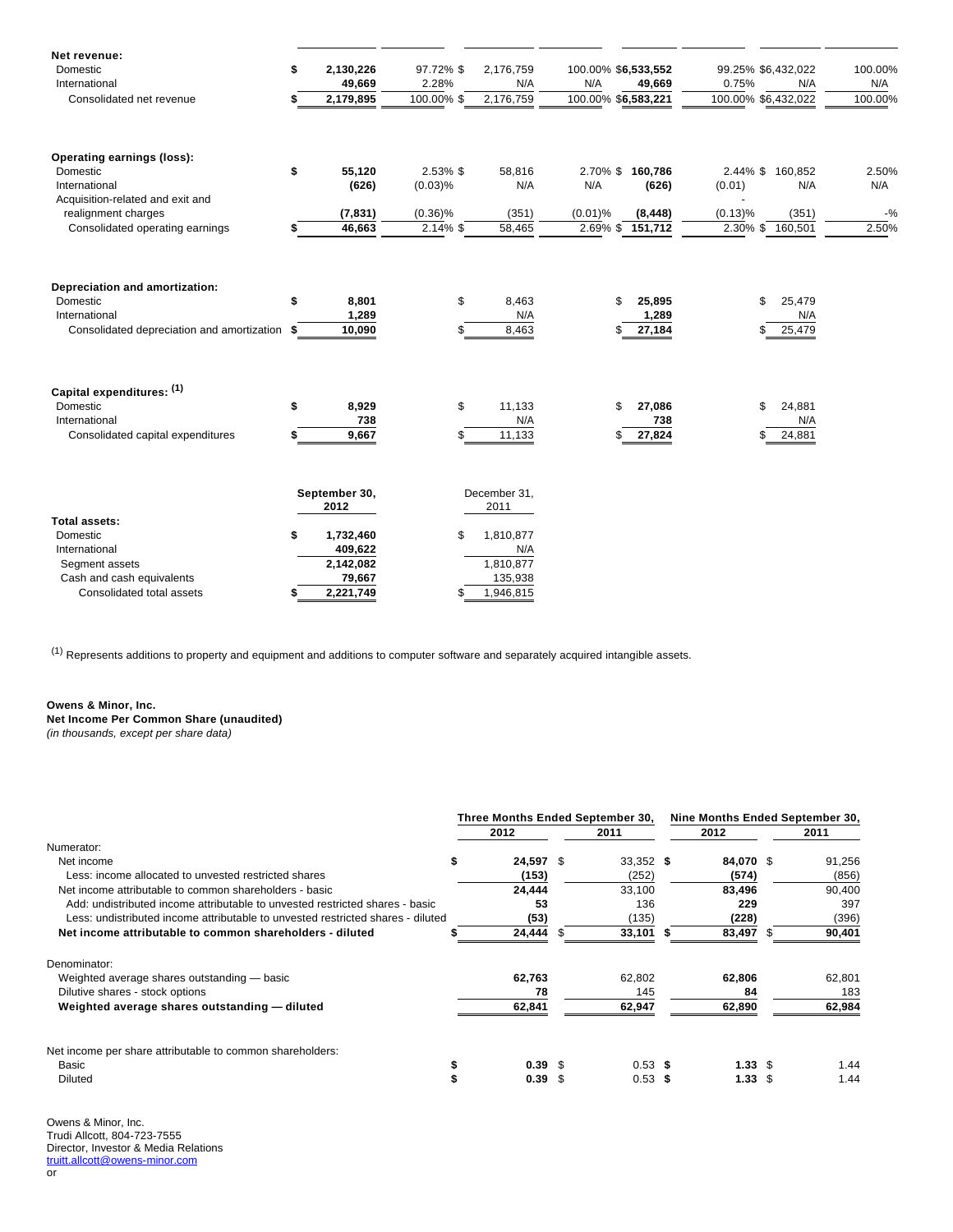| | Three Months Ended September 30, 2012 | % | Three Months Ended September 30, 2011 | % | Nine Months Ended September 30, 2012 | % | Nine Months Ended September 30, 2011 | % |
|---|---|---|---|---|---|---|---|---|
| **Net revenue:** | | | | | | | | |
| Domestic | $ 2,130,226 | 97.72% | $ 2,176,759 | 100.00% | $6,533,552 | 99.25% | $6,432,022 | 100.00% |
| International | 49,669 | 2.28% | N/A | N/A | 49,669 | 0.75% | N/A | N/A |
| Consolidated net revenue | $ 2,179,895 | 100.00% | $ 2,176,759 | 100.00% | $6,583,221 | 100.00% | $6,432,022 | 100.00% |
| **Operating earnings (loss):** | | | | | | | | |
| Domestic | $ 55,120 | 2.53% | $ 58,816 | 2.70% | $ 160,786 | 2.44% | $ 160,852 | 2.50% |
| International | (626) | (0.03)% | N/A | N/A | (626) | (0.01) | N/A | N/A |
| Acquisition-related and exit and realignment charges | (7,831) | (0.36)% | (351) | (0.01)% | (8,448) | (0.13)% | (351) | -% |
| Consolidated operating earnings | $ 46,663 | 2.14% | $ 58,465 | 2.69% | $ 151,712 | 2.30% | $ 160,501 | 2.50% |
| **Depreciation and amortization:** | | | | | | | | |
| Domestic | $ 8,801 | | $ 8,463 | | $ 25,895 | | $ 25,479 | |
| International | 1,289 | | N/A | | 1,289 | | N/A | |
| Consolidated depreciation and amortization | $ 10,090 | | $ 8,463 | | $ 27,184 | | $ 25,479 | |
| **Capital expenditures:** [1] | | | | | | | | |
| Domestic | $ 8,929 | | $ 11,133 | | $ 27,086 | | $ 24,881 | |
| International | 738 | | N/A | | 738 | | N/A | |
| Consolidated capital expenditures | $ 9,667 | | $ 11,133 | | $ 27,824 | | $ 24,881 | |

| | September 30, 2012 | December 31, 2011 |
|---|---|---|
| **Total assets:** | | |
| Domestic | $ 1,732,460 | $ 1,810,877 |
| International | 409,622 | N/A |
| Segment assets | 2,142,082 | 1,810,877 |
| Cash and cash equivalents | 79,667 | 135,938 |
| Consolidated total assets | $ 2,221,749 | $ 1,946,815 |

[1] Represents additions to property and equipment and additions to computer software and separately acquired intangible assets.

**Owens & Minor, Inc.**
**Net Income Per Common Share (unaudited)**
*(in thousands, except per share data)*

| | Three Months Ended September 30, 2012 | Three Months Ended September 30, 2011 | Nine Months Ended September 30, 2012 | Nine Months Ended September 30, 2011 |
|---|---|---|---|---|
| Numerator: | | | | |
| Net income | $ 24,597 | $ 33,352 | $ 84,070 | $ 91,256 |
| Less: income allocated to unvested restricted shares | (153) | (252) | (574) | (856) |
| Net income attributable to common shareholders - basic | 24,444 | 33,100 | 83,496 | 90,400 |
| Add: undistributed income attributable to unvested restricted shares - basic | 53 | 136 | 229 | 397 |
| Less: undistributed income attributable to unvested restricted shares - diluted | (53) | (135) | (228) | (396) |
| **Net income attributable to common shareholders - diluted** | $ 24,444 | $ 33,101 | $ 83,497 | $ 90,401 |
| Denominator: | | | | |
| Weighted average shares outstanding — basic | 62,763 | 62,802 | 62,806 | 62,801 |
| Dilutive shares - stock options | 78 | 145 | 84 | 183 |
| **Weighted average shares outstanding — diluted** | 62,841 | 62,947 | 62,890 | 62,984 |
| Net income per share attributable to common shareholders: | | | | |
| Basic | $ 0.39 | $ 0.53 | $ 1.33 | $ 1.44 |
| Diluted | $ 0.39 | $ 0.53 | $ 1.33 | $ 1.44 |

Owens & Minor, Inc.
Trudi Allcott, 804-723-7555
Director, Investor & Media Relations
truitt.allcott@owens-minor.com
or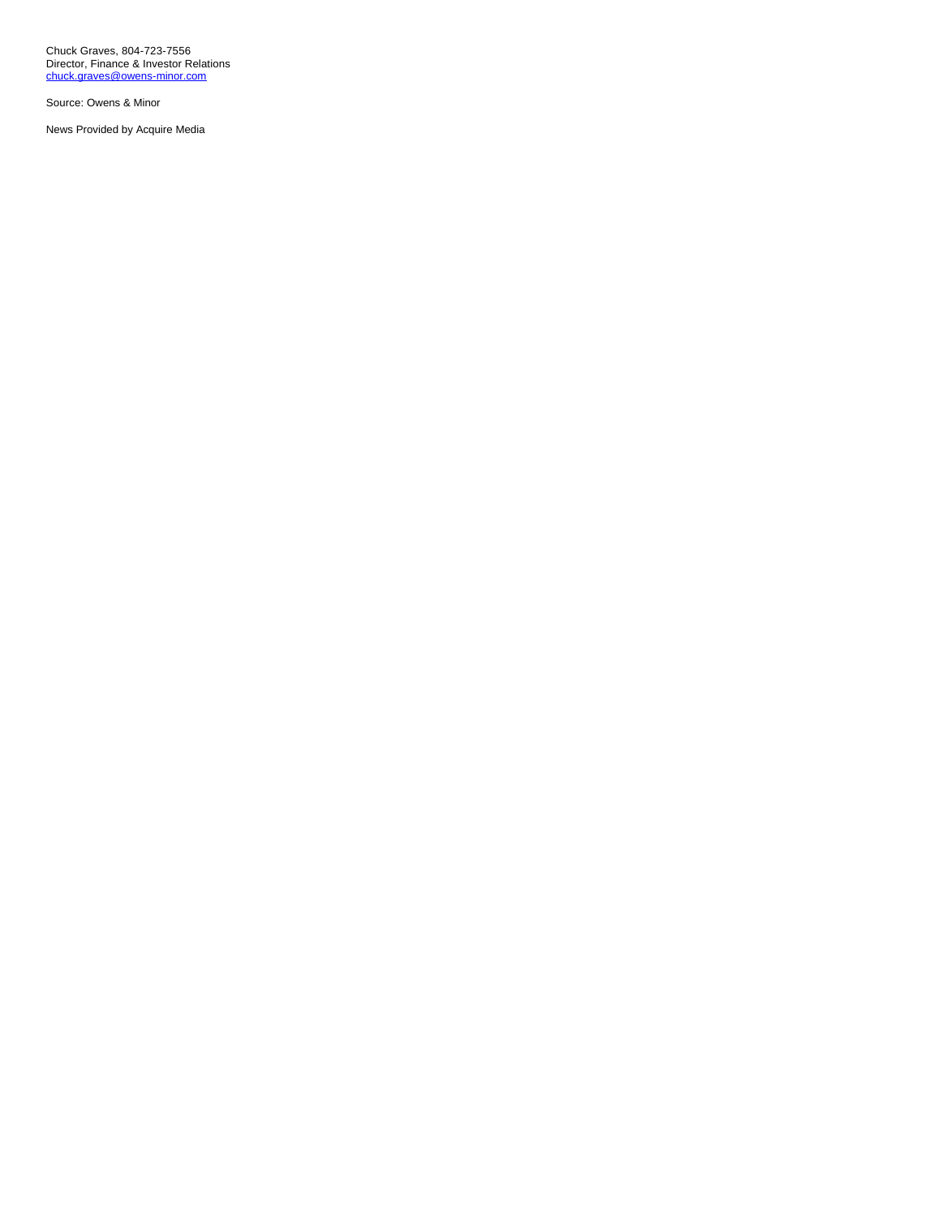Chuck Graves, 804-723-7556
Director, Finance & Investor Relations
chuck.graves@owens-minor.com

Source: Owens & Minor

News Provided by Acquire Media